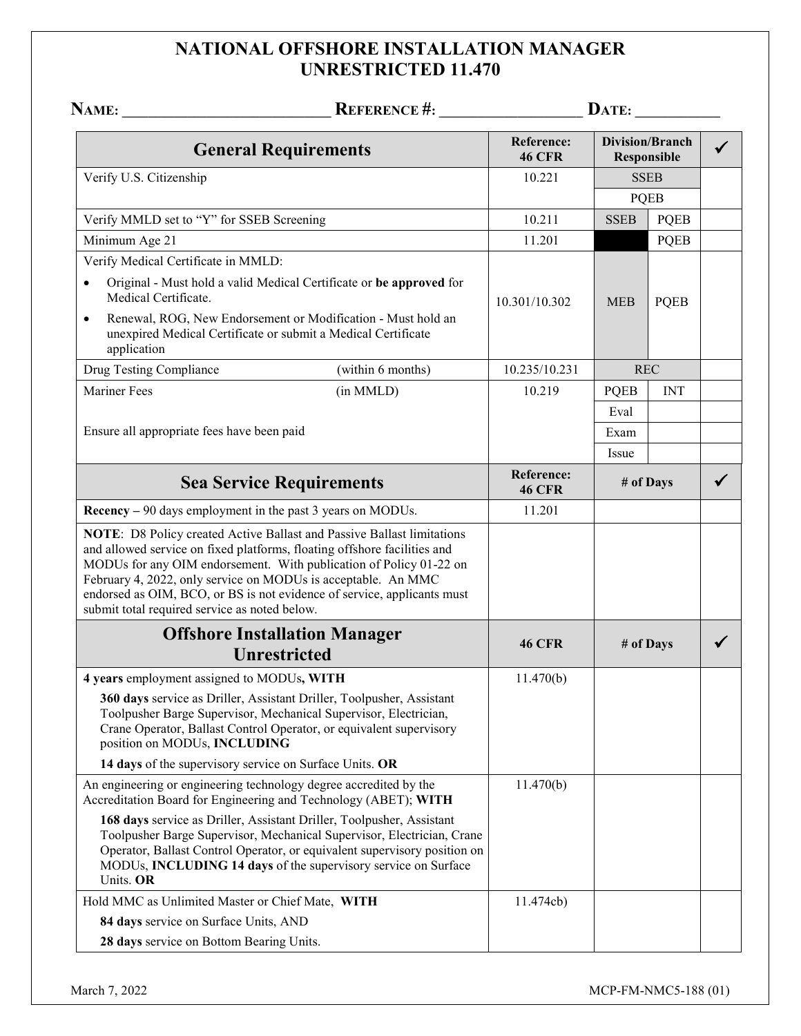# NATIONAL OFFSHORE INSTALLATION MANAGER UNRESTRICTED 11.470

**NAME:** ___________________________ **REFERENCE #:** __________________ **DATE:** ___________

| General Requirements | | Reference: 46 CFR | Division/Branch Responsible | | ✓ |
|---|---|---|---|---|---|
| Verify U.S. Citizenship | | 10.221 | SSEB | | |
| | | | PQEB | | |
| Verify MMLD set to "Y" for SSEB Screening | | 10.211 | SSEB | PQEB | |
| Minimum Age 21 | | 11.201 | | PQEB | |
| Verify Medical Certificate in MMLD:<br>• Original - Must hold a valid Medical Certificate or **be approved** for Medical Certificate.<br>• Renewal, ROG, New Endorsement or Modification - Must hold an unexpired Medical Certificate or submit a Medical Certificate application | | 10.301/10.302 | MEB | PQEB | |
| Drug Testing Compliance | (within 6 months) | 10.235/10.231 | REC | | |
| Mariner Fees | (in MMLD) | 10.219 | PQEB | INT | |
| | | | Eval | | |
| Ensure all appropriate fees have been paid | | | Exam | | |
| | | | Issue | | |

| Sea Service Requirements | Reference: 46 CFR | # of Days | ✓ |
|---|---|---|---|
| **Recency –** 90 days employment in the past 3 years on MODUs. | 11.201 | | |
| **NOTE**: D8 Policy created Active Ballast and Passive Ballast limitations and allowed service on fixed platforms, floating offshore facilities and MODUs for any OIM endorsement. With publication of Policy 01-22 on February 4, 2022, only service on MODUs is acceptable. An MMC endorsed as OIM, BCO, or BS is not evidence of service, applicants must submit total required service as noted below. | | | |

| Offshore Installation Manager Unrestricted | 46 CFR | # of Days | ✓ |
|---|---|---|---|
| **4 years** employment assigned to MODUs**, WITH**<br>**360 days** service as Driller, Assistant Driller, Toolpusher, Assistant Toolpusher Barge Supervisor, Mechanical Supervisor, Electrician, Crane Operator, Ballast Control Operator, or equivalent supervisory position on MODUs, **INCLUDING**<br>**14 days** of the supervisory service on Surface Units. **OR** | 11.470(b) | | |
| An engineering or engineering technology degree accredited by the Accreditation Board for Engineering and Technology (ABET); **WITH**<br>**168 days** service as Driller, Assistant Driller, Toolpusher, Assistant Toolpusher Barge Supervisor, Mechanical Supervisor, Electrician, Crane Operator, Ballast Control Operator, or equivalent supervisory position on MODUs, **INCLUDING 14 days** of the supervisory service on Surface Units. **OR** | 11.470(b) | | |
| Hold MMC as Unlimited Master or Chief Mate, **WITH**<br>**84 days** service on Surface Units, AND<br>**28 days** service on Bottom Bearing Units. | 11.474cb) | | |

March 7, 2022 MCP-FM-NMC5-188 (01)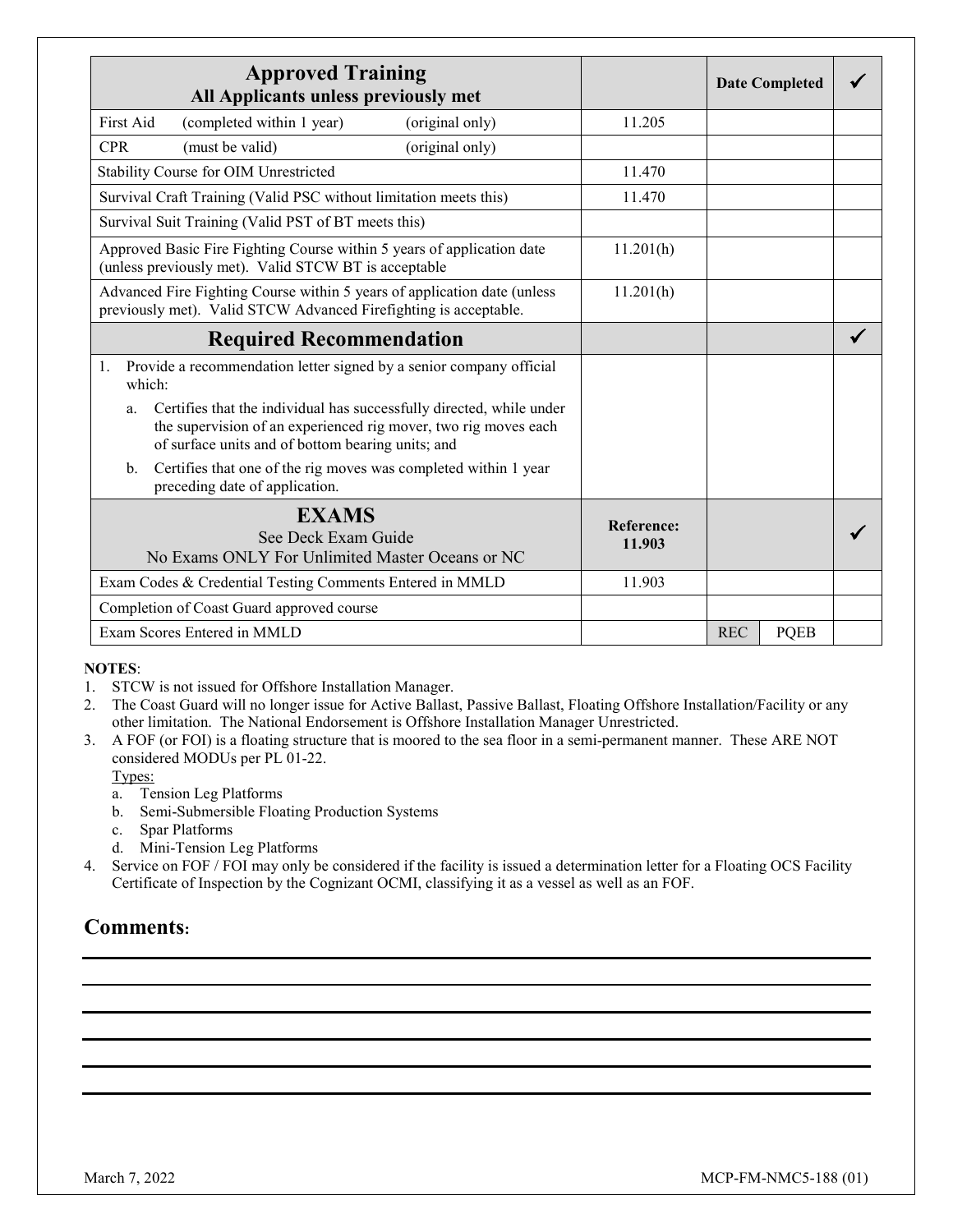| Approved Training<br>All Applicants unless previously met | | | Date Completed | | ✓ |
|---|---|---|---|---|---|
| First Aid (completed within 1 year) (original only) | 11.205 | | | | |
| CPR (must be valid) (original only) | | | | | |
| Stability Course for OIM Unrestricted | 11.470 | | | | |
| Survival Craft Training (Valid PSC without limitation meets this) | 11.470 | | | | |
| Survival Suit Training (Valid PST of BT meets this) | | | | | |
| Approved Basic Fire Fighting Course within 5 years of application date (unless previously met). Valid STCW BT is acceptable | 11.201(h) | | | | |
| Advanced Fire Fighting Course within 5 years of application date (unless previously met). Valid STCW Advanced Firefighting is acceptable. | 11.201(h) | | | | |
| **Required Recommendation** | | | | | ✓ |
| 1. Provide a recommendation letter signed by a senior company official which:<br>a. Certifies that the individual has successfully directed, while under the supervision of an experienced rig mover, two rig moves each of surface units and of bottom bearing units; and<br>b. Certifies that one of the rig moves was completed within 1 year preceding date of application. | | | | | |
| **EXAMS**<br>See Deck Exam Guide<br>No Exams ONLY For Unlimited Master Oceans or NC | **Reference: 11.903** | | | | ✓ |
| Exam Codes & Credential Testing Comments Entered in MMLD | 11.903 | | | | |
| Completion of Coast Guard approved course | | | | | |
| Exam Scores Entered in MMLD | | | REC | PQEB | |

**NOTES**:

1. STCW is not issued for Offshore Installation Manager.
2. The Coast Guard will no longer issue for Active Ballast, Passive Ballast, Floating Offshore Installation/Facility or any other limitation. The National Endorsement is Offshore Installation Manager Unrestricted.
3. A FOF (or FOI) is a floating structure that is moored to the sea floor in a semi-permanent manner. These ARE NOT considered MODUs per PL 01-22.
   Types:
   a. Tension Leg Platforms
   b. Semi-Submersible Floating Production Systems
   c. Spar Platforms
   d. Mini-Tension Leg Platforms
4. Service on FOF / FOI may only be considered if the facility is issued a determination letter for a Floating OCS Facility Certificate of Inspection by the Cognizant OCMI, classifying it as a vessel as well as an FOF.

## Comments:

March 7, 2022 MCP-FM-NMC5-188 (01)